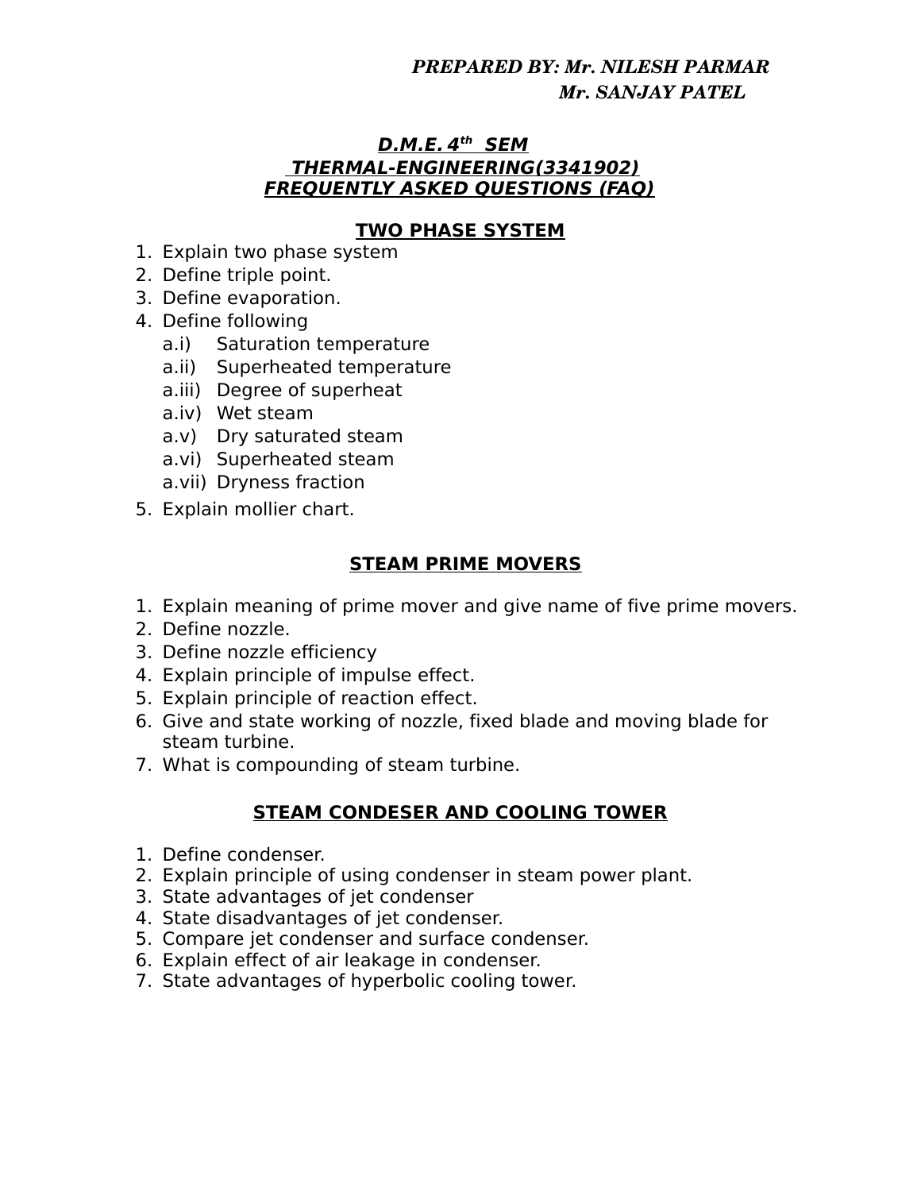***PREPARED BY: Mr. NILESH PARMAR***
***Mr. SANJAY PATEL***

# ***D.M.E. 4th SEM***
# ***THERMAL-ENGINEERING(3341902)***
# ***FREQUENTLY ASKED QUESTIONS (FAQ)***

## TWO PHASE SYSTEM

1. Explain two phase system
2. Define triple point.
3. Define evaporation.
4. Define following
   - a.i) Saturation temperature
   - a.ii) Superheated temperature
   - a.iii) Degree of superheat
   - a.iv) Wet steam
   - a.v) Dry saturated steam
   - a.vi) Superheated steam
   - a.vii) Dryness fraction
5. Explain mollier chart.

## STEAM PRIME MOVERS

1. Explain meaning of prime mover and give name of five prime movers.
2. Define nozzle.
3. Define nozzle efficiency
4. Explain principle of impulse effect.
5. Explain principle of reaction effect.
6. Give and state working of nozzle, fixed blade and moving blade for steam turbine.
7. What is compounding of steam turbine.

## STEAM CONDESER AND COOLING TOWER

1. Define condenser.
2. Explain principle of using condenser in steam power plant.
3. State advantages of jet condenser
4. State disadvantages of jet condenser.
5. Compare jet condenser and surface condenser.
6. Explain effect of air leakage in condenser.
7. State advantages of hyperbolic cooling tower.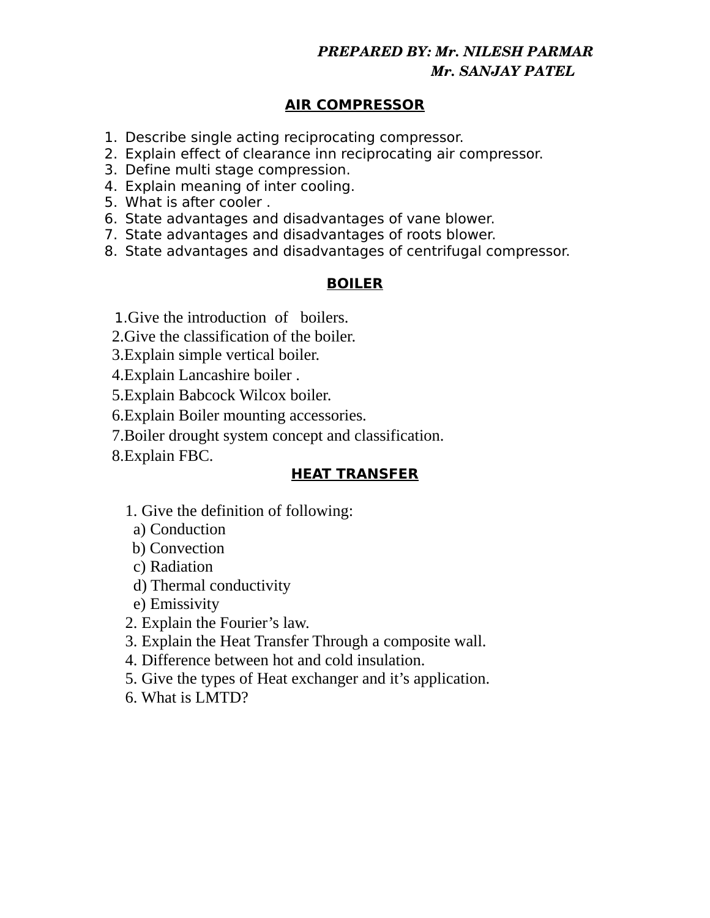***PREPARED BY: Mr. NILESH PARMAR***

***Mr. SANJAY PATEL***

## AIR COMPRESSOR

1. Describe single acting reciprocating compressor.
2. Explain effect of clearance inn reciprocating air compressor.
3. Define multi stage compression.
4. Explain meaning of inter cooling.
5. What is after cooler .
6. State advantages and disadvantages of vane blower.
7. State advantages and disadvantages of roots blower.
8. State advantages and disadvantages of centrifugal compressor.

## BOILER

1. Give the introduction of boilers.
2. Give the classification of the boiler.
3. Explain simple vertical boiler.
4. Explain Lancashire boiler .
5. Explain Babcock Wilcox boiler.
6. Explain Boiler mounting accessories.
7. Boiler drought system concept and classification.
8. Explain FBC.

## HEAT TRANSFER

1. Give the definition of following:
   a) Conduction
   b) Convection
   c) Radiation
   d) Thermal conductivity
   e) Emissivity
2. Explain the Fourier's law.
3. Explain the Heat Transfer Through a composite wall.
4. Difference between hot and cold insulation.
5. Give the types of Heat exchanger and it's application.
6. What is LMTD?